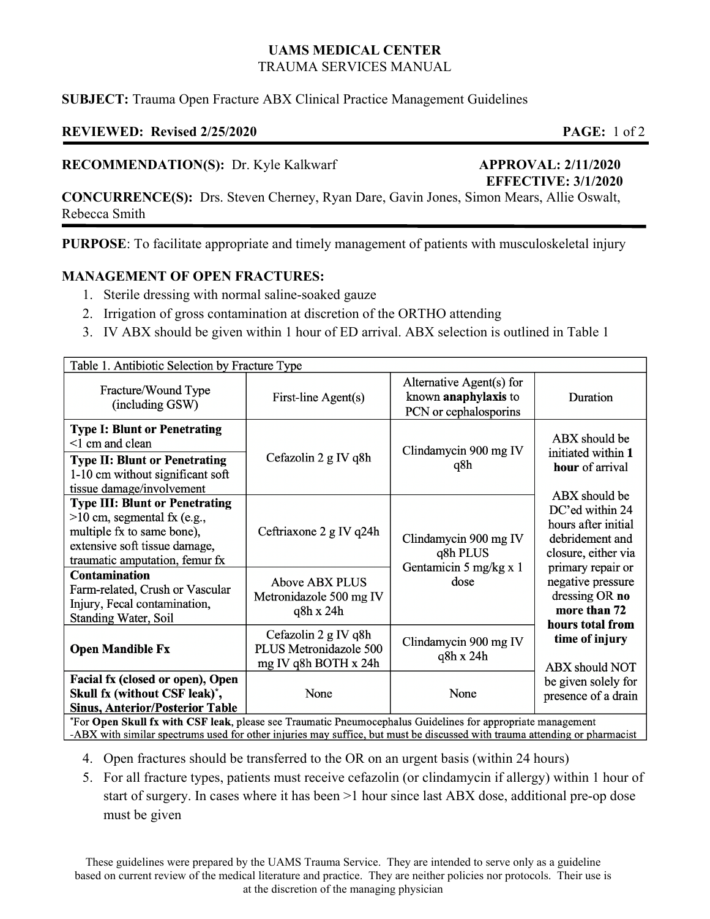**UAMS MEDICAL CENTER**
TRAUMA SERVICES MANUAL

**SUBJECT:** Trauma Open Fracture ABX Clinical Practice Management Guidelines

**REVIEWED: Revised 2/25/2020**

---

**RECOMMENDATION(S):** Dr. Kyle Kalkwarf **APPROVAL: 2/11/2020**
**EFFECTIVE: 3/1/2020**

**CONCURRENCE(S):** Drs. Steven Cherney, Ryan Dare, Gavin Jones, Simon Mears, Allie Oswalt, Rebecca Smith

---

**PURPOSE**: To facilitate appropriate and timely management of patients with musculoskeletal injury

## MANAGEMENT OF OPEN FRACTURES:

1. Sterile dressing with normal saline-soaked gauze
2. Irrigation of gross contamination at discretion of the ORTHO attending
3. IV ABX should be given within 1 hour of ED arrival. ABX selection is outlined in Table 1

Table 1. Antibiotic Selection by Fracture Type

| Fracture/Wound Type (including GSW) | First-line Agent(s) | Alternative Agent(s) for known **anaphylaxis** to PCN or cephalosporins | Duration |
|---|---|---|---|
| **Type I: Blunt or Penetrating** <1 cm and clean | Cefazolin 2 g IV q8h | Clindamycin 900 mg IV q8h | ABX should be initiated within **1 hour** of arrival<br><br>ABX should be DC'ed within 24 hours after initial debridement and closure, either via primary repair or negative pressure dressing OR **no more than 72 hours total from time of injury**<br><br>ABX should NOT be given solely for presence of a drain |
| **Type II: Blunt or Penetrating** 1-10 cm without significant soft tissue damage/involvement | Cefazolin 2 g IV q8h | Clindamycin 900 mg IV q8h | |
| **Type III: Blunt or Penetrating** >10 cm, segmental fx (e.g., multiple fx to same bone), extensive soft tissue damage, traumatic amputation, femur fx | Ceftriaxone 2 g IV q24h | Clindamycin 900 mg IV q8h PLUS Gentamicin 5 mg/kg x 1 dose | |
| **Contamination** Farm-related, Crush or Vascular Injury, Fecal contamination, Standing Water, Soil | Above ABX PLUS Metronidazole 500 mg IV q8h x 24h | Clindamycin 900 mg IV q8h PLUS Gentamicin 5 mg/kg x 1 dose | |
| **Open Mandible Fx** | Cefazolin 2 g IV q8h PLUS Metronidazole 500 mg IV q8h BOTH x 24h | Clindamycin 900 mg IV q8h x 24h | |
| **Facial fx (closed or open), Open Skull fx (without CSF leak)\*, Sinus, Anterior/Posterior Table** | None | None | |

\*For **Open Skull fx with CSF leak**, please see Traumatic Pneumocephalus Guidelines for appropriate management
-ABX with similar spectrums used for other injuries may suffice, but must be discussed with trauma attending or pharmacist

4. Open fractures should be transferred to the OR on an urgent basis (within 24 hours)
5. For all fracture types, patients must receive cefazolin (or clindamycin if allergy) within 1 hour of start of surgery. In cases where it has been >1 hour since last ABX dose, additional pre-op dose must be given

These guidelines were prepared by the UAMS Trauma Service. They are intended to serve only as a guideline based on current review of the medical literature and practice. They are neither policies nor protocols. Their use is at the discretion of the managing physician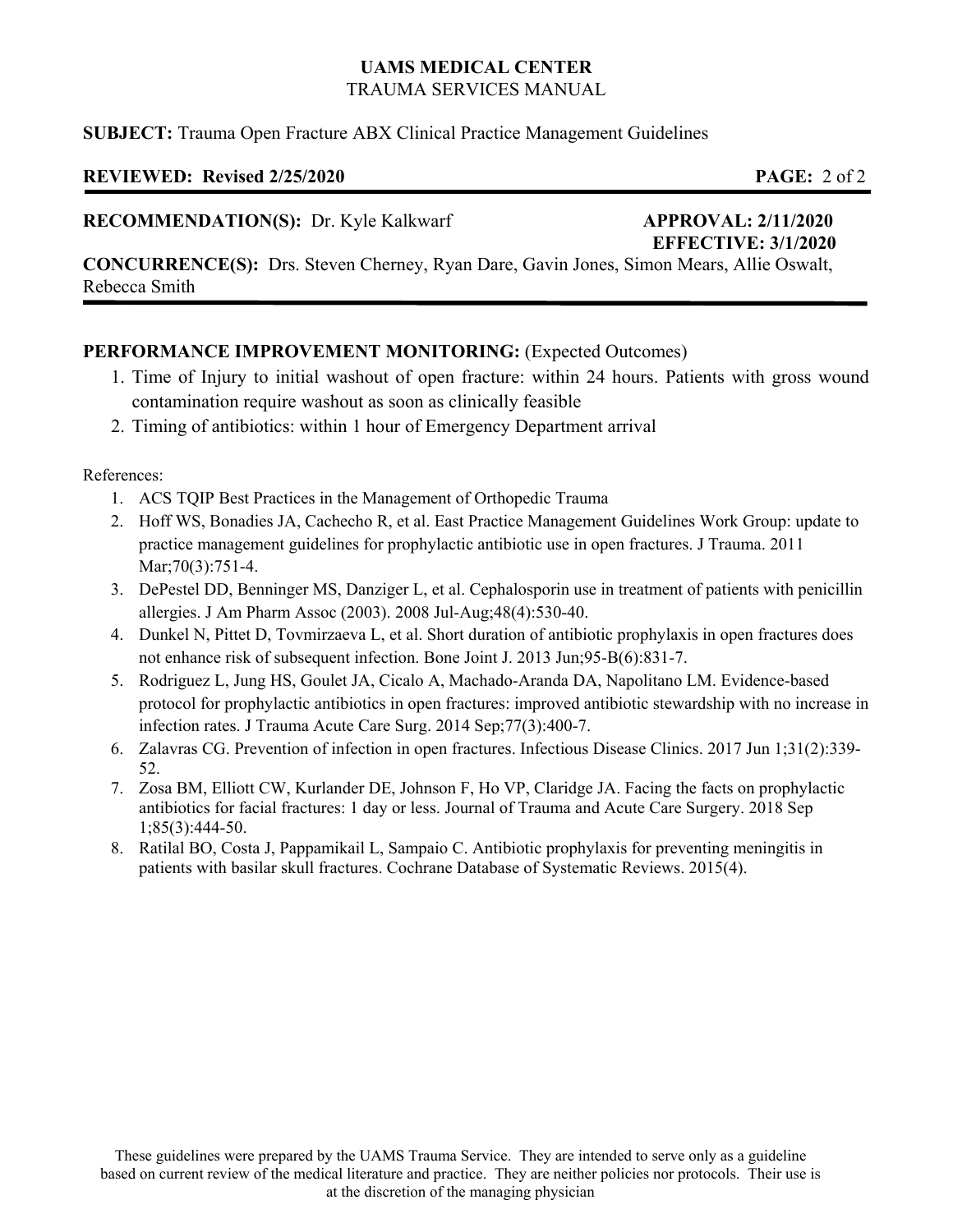**PERFORMANCE IMPROVEMENT MONITORING:** (Expected Outcomes)

1. Time of Injury to initial washout of open fracture: within 24 hours. Patients with gross wound contamination require washout as soon as clinically feasible
2. Timing of antibiotics: within 1 hour of Emergency Department arrival

References:

1. ACS TQIP Best Practices in the Management of Orthopedic Trauma
2. Hoff WS, Bonadies JA, Cachecho R, et al. East Practice Management Guidelines Work Group: update to practice management guidelines for prophylactic antibiotic use in open fractures. J Trauma. 2011 Mar;70(3):751-4.
3. DePestel DD, Benninger MS, Danziger L, et al. Cephalosporin use in treatment of patients with penicillin allergies. J Am Pharm Assoc (2003). 2008 Jul-Aug;48(4):530-40.
4. Dunkel N, Pittet D, Tovmirzaeva L, et al. Short duration of antibiotic prophylaxis in open fractures does not enhance risk of subsequent infection. Bone Joint J. 2013 Jun;95-B(6):831-7.
5. Rodriguez L, Jung HS, Goulet JA, Cicalo A, Machado-Aranda DA, Napolitano LM. Evidence-based protocol for prophylactic antibiotics in open fractures: improved antibiotic stewardship with no increase in infection rates. J Trauma Acute Care Surg. 2014 Sep;77(3):400-7.
6. Zalavras CG. Prevention of infection in open fractures. Infectious Disease Clinics. 2017 Jun 1;31(2):339-52.
7. Zosa BM, Elliott CW, Kurlander DE, Johnson F, Ho VP, Claridge JA. Facing the facts on prophylactic antibiotics for facial fractures: 1 day or less. Journal of Trauma and Acute Care Surgery. 2018 Sep 1;85(3):444-50.
8. Ratilal BO, Costa J, Pappamikail L, Sampaio C. Antibiotic prophylaxis for preventing meningitis in patients with basilar skull fractures. Cochrane Database of Systematic Reviews. 2015(4).